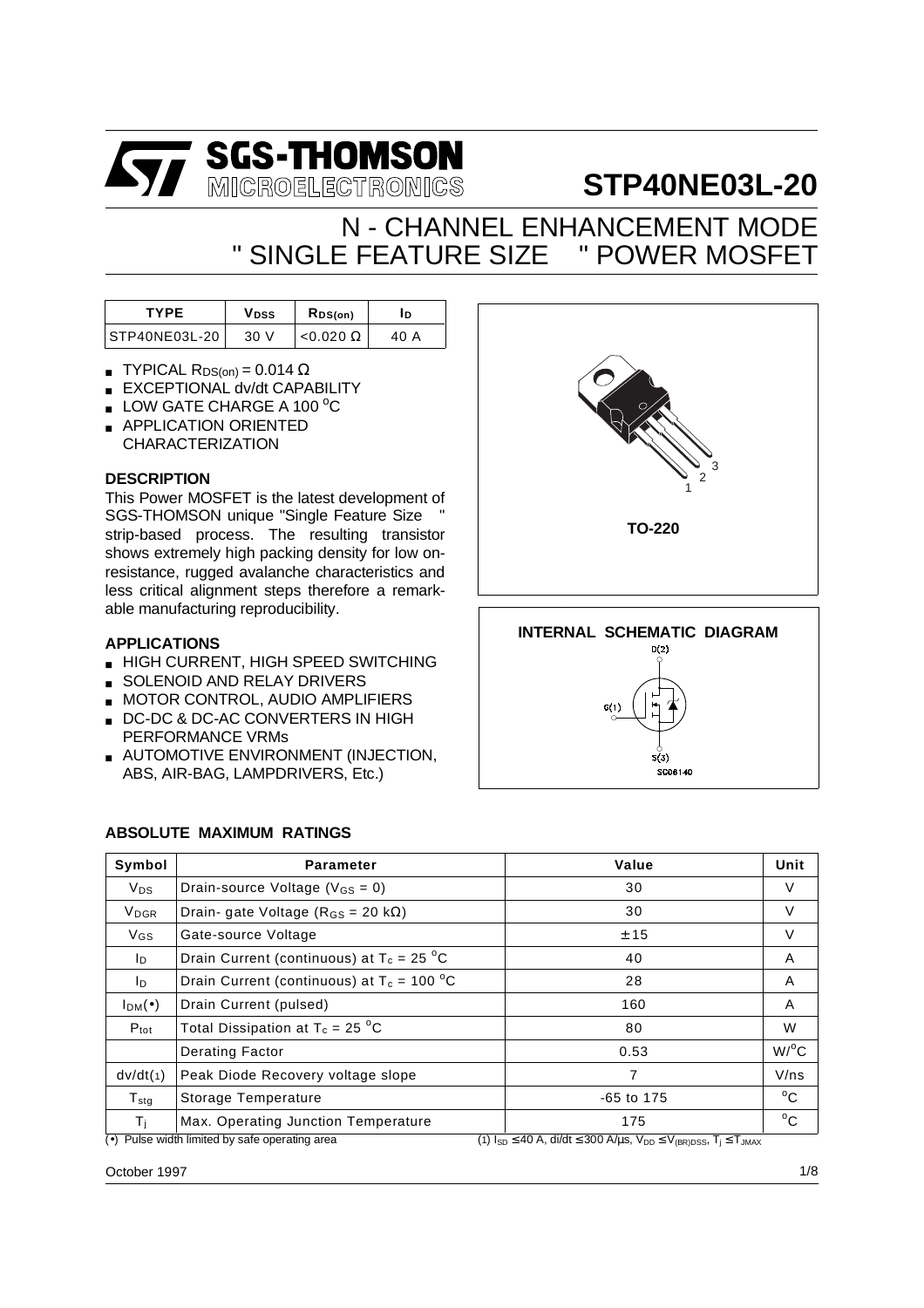# STP40NE03L-20

## N - CHANNEL ENHANCEMENT MODE " SINGLE FEATURE SIZE " POWER MOSFET

| TYPE | $V_{DSS}$ | $R_{DS(on)}$ | $I_D$ |
|---|---|---|---|
| STP40NE03L-20 | 30 V | <0.020 Ω | 40 A |

- TYPICAL $R_{DS(on)}$ = 0.014 Ω
- EXCEPTIONAL dv/dt CAPABILITY
- LOW GATE CHARGE A 100 °C
- APPLICATION ORIENTED CHARACTERIZATION

### DESCRIPTION

This Power MOSFET is the latest development of SGS-THOMSON unique "Single Feature Size " strip-based process. The resulting transistor shows extremely high packing density for low on-resistance, rugged avalanche characteristics and less critical alignment steps therefore a remarkable manufacturing reproducibility.

### APPLICATIONS

- HIGH CURRENT, HIGH SPEED SWITCHING
- SOLENOID AND RELAY DRIVERS
- MOTOR CONTROL, AUDIO AMPLIFIERS
- DC-DC & DC-AC CONVERTERS IN HIGH PERFORMANCE VRMs
- AUTOMOTIVE ENVIRONMENT (INJECTION, ABS, AIR-BAG, LAMPDRIVERS, Etc.)

TO-220

INTERNAL SCHEMATIC DIAGRAM

### ABSOLUTE MAXIMUM RATINGS

| Symbol | Parameter | Value | Unit |
|---|---|---|---|
| $V_{DS}$ | Drain-source Voltage ($V_{GS}$ = 0) | 30 | V |
| $V_{DGR}$ | Drain- gate Voltage ($R_{GS}$ = 20 kΩ) | 30 | V |
| $V_{GS}$ | Gate-source Voltage | ± 15 | V |
| $I_D$ | Drain Current (continuous) at $T_c$ = 25 °C | 40 | A |
| $I_D$ | Drain Current (continuous) at $T_c$ = 100 °C | 28 | A |
| $I_{DM}$(•) | Drain Current (pulsed) | 160 | A |
| $P_{tot}$ | Total Dissipation at $T_c$ = 25 °C | 80 | W |
| | Derating Factor | 0.53 | W/°C |
| dv/dt(1) | Peak Diode Recovery voltage slope | 7 | V/ns |
| $T_{stg}$ | Storage Temperature | -65 to 175 | °C |
| $T_j$ | Max. Operating Junction Temperature | 175 | °C |

(•) Pulse width limited by safe operating area

(1) $I_{SD} \leq 40$ A, di/dt ≤ 300 A/μs, $V_{DD} \leq V_{(BR)DSS}$, $T_j \leq T_{JMAX}$

October 1997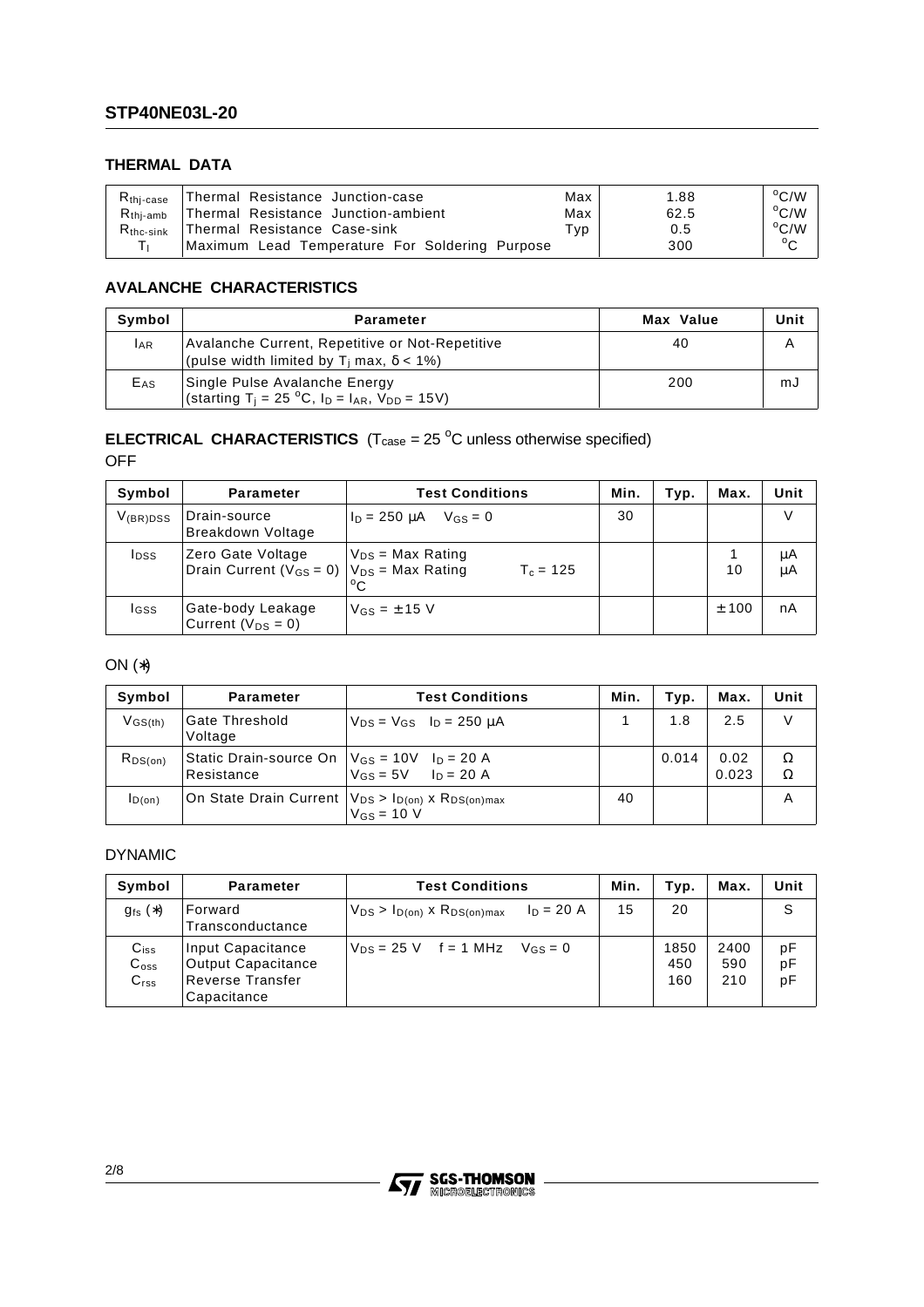## THERMAL DATA

| | | | | |
|---|---|---|---|---|
| $R_{thj-case}$ | Thermal Resistance Junction-case | Max | 1.88 | $^oC/W$ |
| $R_{thj-amb}$ | Thermal Resistance Junction-ambient | Max | 62.5 | $^oC/W$ |
| $R_{thc-sink}$ | Thermal Resistance Case-sink | Typ | 0.5 | $^oC/W$ |
| $T_l$ | Maximum Lead Temperature For Soldering Purpose | | 300 | $^oC$ |

## AVALANCHE CHARACTERISTICS

| Symbol | Parameter | Max Value | Unit |
|---|---|---|---|
| $I_{AR}$ | Avalanche Current, Repetitive or Not-Repetitive (pulse width limited by $T_j$ max, $\delta < 1\%$) | 40 | A |
| $E_{AS}$ | Single Pulse Avalanche Energy (starting $T_j = 25\ ^oC$, $I_D = I_{AR}$, $V_{DD} = 15V$) | 200 | mJ |

## ELECTRICAL CHARACTERISTICS ($T_{case} = 25\ ^oC$ unless otherwise specified)

OFF

| Symbol | Parameter | Test Conditions | Min. | Typ. | Max. | Unit |
|---|---|---|---|---|---|---|
| $V_{(BR)DSS}$ | Drain-source Breakdown Voltage | $I_D = 250\ \mu A$ $V_{GS} = 0$ | 30 | | | V |
| $I_{DSS}$ | Zero Gate Voltage Drain Current ($V_{GS} = 0$) | $V_{DS}$ = Max Rating<br>$V_{DS}$ = Max Rating $T_c = 125\ ^oC$ | | | 1<br>10 | μA<br>μA |
| $I_{GSS}$ | Gate-body Leakage Current ($V_{DS} = 0$) | $V_{GS} = \pm 15$ V | | | ± 100 | nA |

ON (*)

| Symbol | Parameter | Test Conditions | Min. | Typ. | Max. | Unit |
|---|---|---|---|---|---|---|
| $V_{GS(th)}$ | Gate Threshold Voltage | $V_{DS} = V_{GS}$ $I_D = 250\ \mu A$ | 1 | 1.8 | 2.5 | V |
| $R_{DS(on)}$ | Static Drain-source On Resistance | $V_{GS} = 10V$ $I_D = 20$ A<br>$V_{GS} = 5V$ $I_D = 20$ A | | 0.014 | 0.02<br>0.023 | Ω<br>Ω |
| $I_{D(on)}$ | On State Drain Current | $V_{DS} > I_{D(on)} \times R_{DS(on)max}$<br>$V_{GS} = 10$ V | 40 | | | A |

DYNAMIC

| Symbol | Parameter | Test Conditions | Min. | Typ. | Max. | Unit |
|---|---|---|---|---|---|---|
| $g_{fs}$ (*) | Forward Transconductance | $V_{DS} > I_{D(on)} \times R_{DS(on)max}$ $I_D = 20$ A | 15 | 20 | | S |
| $C_{iss}$<br>$C_{oss}$<br>$C_{rss}$ | Input Capacitance<br>Output Capacitance<br>Reverse Transfer Capacitance | $V_{DS} = 25$ V $f = 1$ MHz $V_{GS} = 0$ | | 1850<br>450<br>160 | 2400<br>590<br>210 | pF<br>pF<br>pF |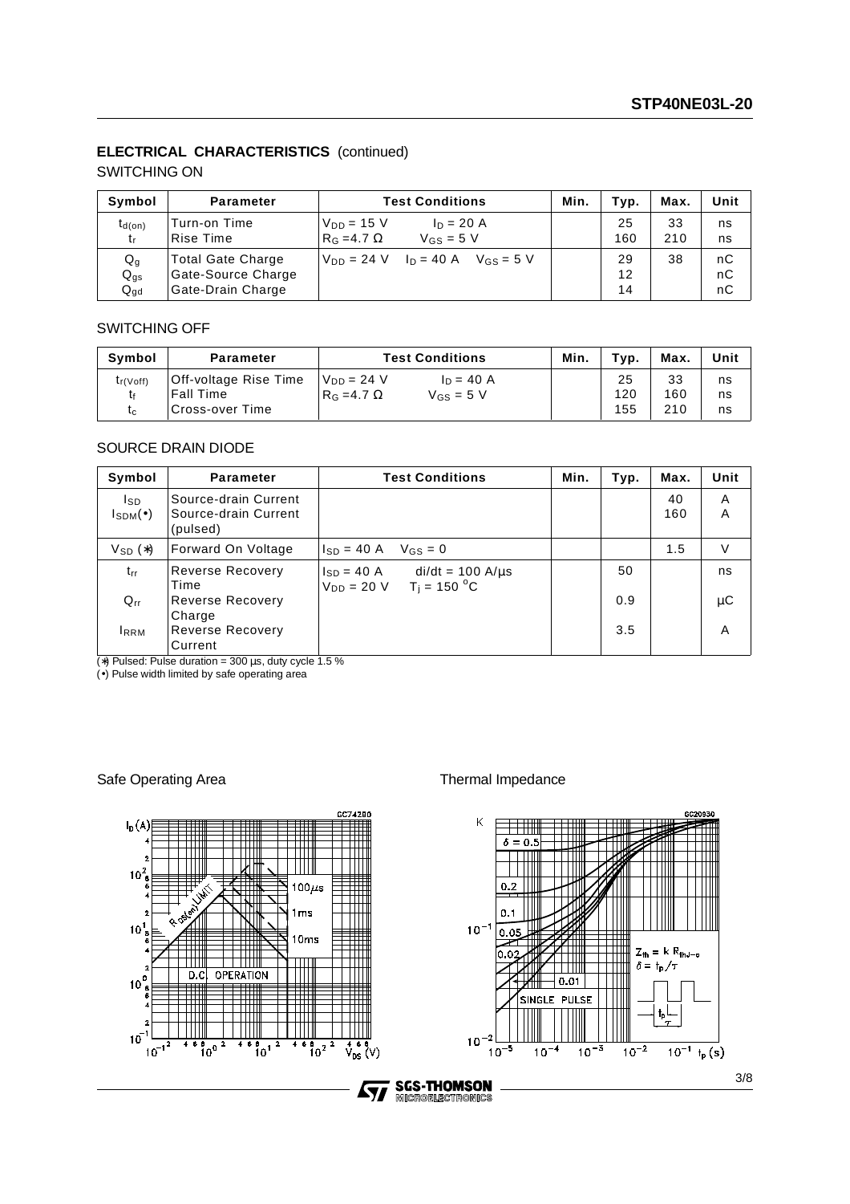## ELECTRICAL CHARACTERISTICS (continued)

### SWITCHING ON

| Symbol | Parameter | Test Conditions | Min. | Typ. | Max. | Unit |
|---|---|---|---|---|---|---|
| $t_{d(on)}$<br>$t_r$ | Turn-on Time<br>Rise Time | $V_{DD}$ = 15 V  $I_D$ = 20 A<br>$R_G$ =4.7 Ω  $V_{GS}$ = 5 V | | 25<br>160 | 33<br>210 | ns<br>ns |
| $Q_g$<br>$Q_{gs}$<br>$Q_{gd}$ | Total Gate Charge<br>Gate-Source Charge<br>Gate-Drain Charge | $V_{DD}$ = 24 V  $I_D$ = 40 A  $V_{GS}$ = 5 V | | 29<br>12<br>14 | 38 | nC<br>nC<br>nC |

### SWITCHING OFF

| Symbol | Parameter | Test Conditions | Min. | Typ. | Max. | Unit |
|---|---|---|---|---|---|---|
| $t_{r(Voff)}$<br>$t_f$<br>$t_c$ | Off-voltage Rise Time<br>Fall Time<br>Cross-over Time | $V_{DD}$ = 24 V  $I_D$ = 40 A<br>$R_G$ =4.7 Ω  $V_{GS}$ = 5 V | | 25<br>120<br>155 | 33<br>160<br>210 | ns<br>ns<br>ns |

### SOURCE DRAIN DIODE

| Symbol | Parameter | Test Conditions | Min. | Typ. | Max. | Unit |
|---|---|---|---|---|---|---|
| $I_{SD}$<br>$I_{SDM}$(•) | Source-drain Current<br>Source-drain Current (pulsed) | | | | 40<br>160 | A<br>A |
| $V_{SD}$ (*) | Forward On Voltage | $I_{SD}$ = 40 A  $V_{GS}$ = 0 | | | 1.5 | V |
| $t_{rr}$<br>$Q_{rr}$<br>$I_{RRM}$ | Reverse Recovery Time<br>Reverse Recovery Charge<br>Reverse Recovery Current | $I_{SD}$ = 40 A  di/dt = 100 A/µs<br>$V_{DD}$ = 20 V  $T_j$ = 150 °C | | 50<br>0.9<br>3.5 | | ns<br>µC<br>A |

(*) Pulsed: Pulse duration = 300 µs, duty cycle 1.5 %
(•) Pulse width limited by safe operating area

Safe Operating Area

Thermal Impedance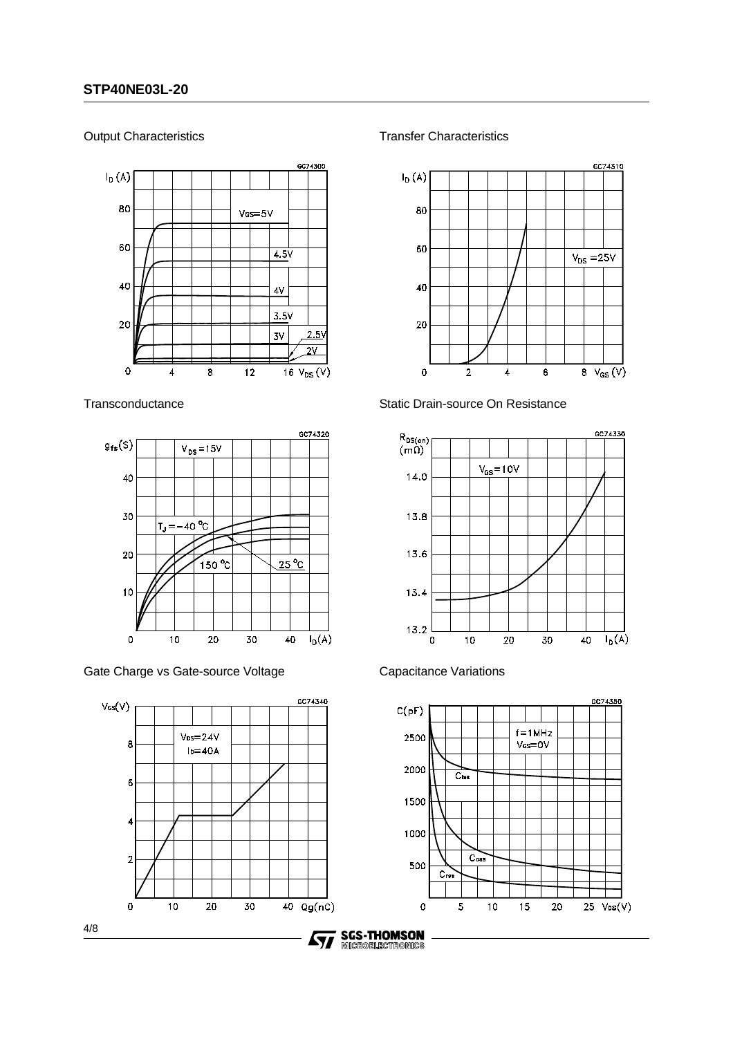Output Characteristics

Transfer Characteristics

Transconductance

Static Drain-source On Resistance

Gate Charge vs Gate-source Voltage

Capacitance Variations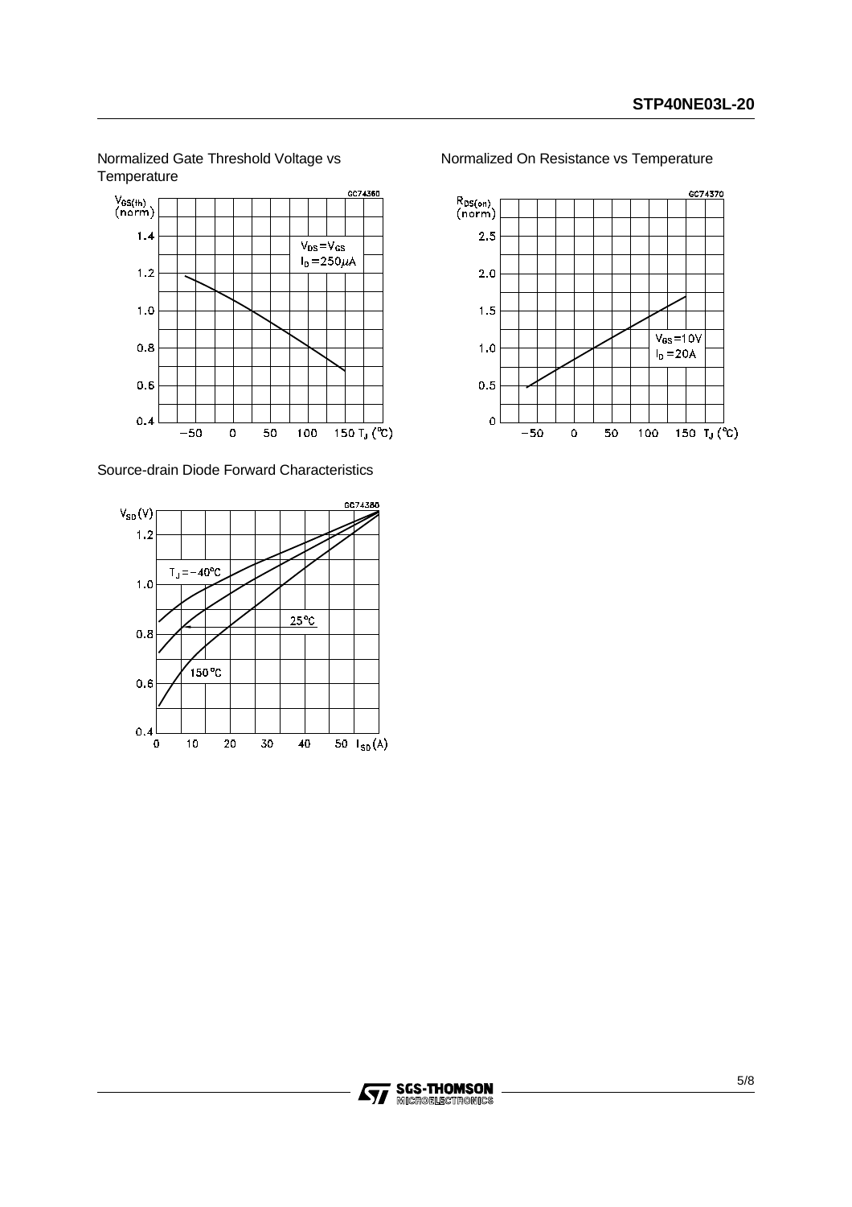Normalized Gate Threshold Voltage vs Temperature

Normalized On Resistance vs Temperature

Source-drain Diode Forward Characteristics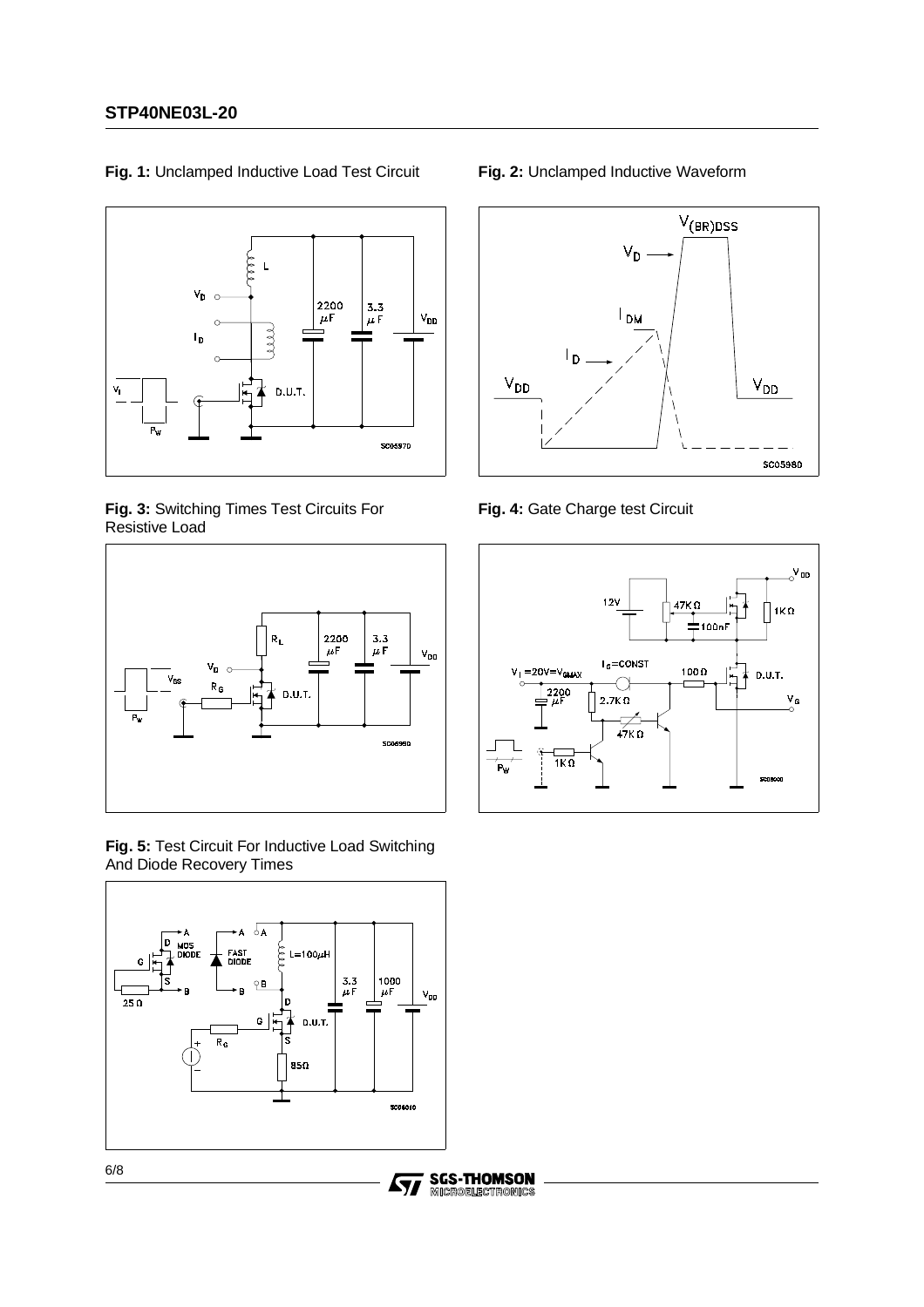**Fig. 1:** Unclamped Inductive Load Test Circuit

**Fig. 2:** Unclamped Inductive Waveform

**Fig. 3:** Switching Times Test Circuits For Resistive Load

**Fig. 4:** Gate Charge test Circuit

**Fig. 5:** Test Circuit For Inductive Load Switching And Diode Recovery Times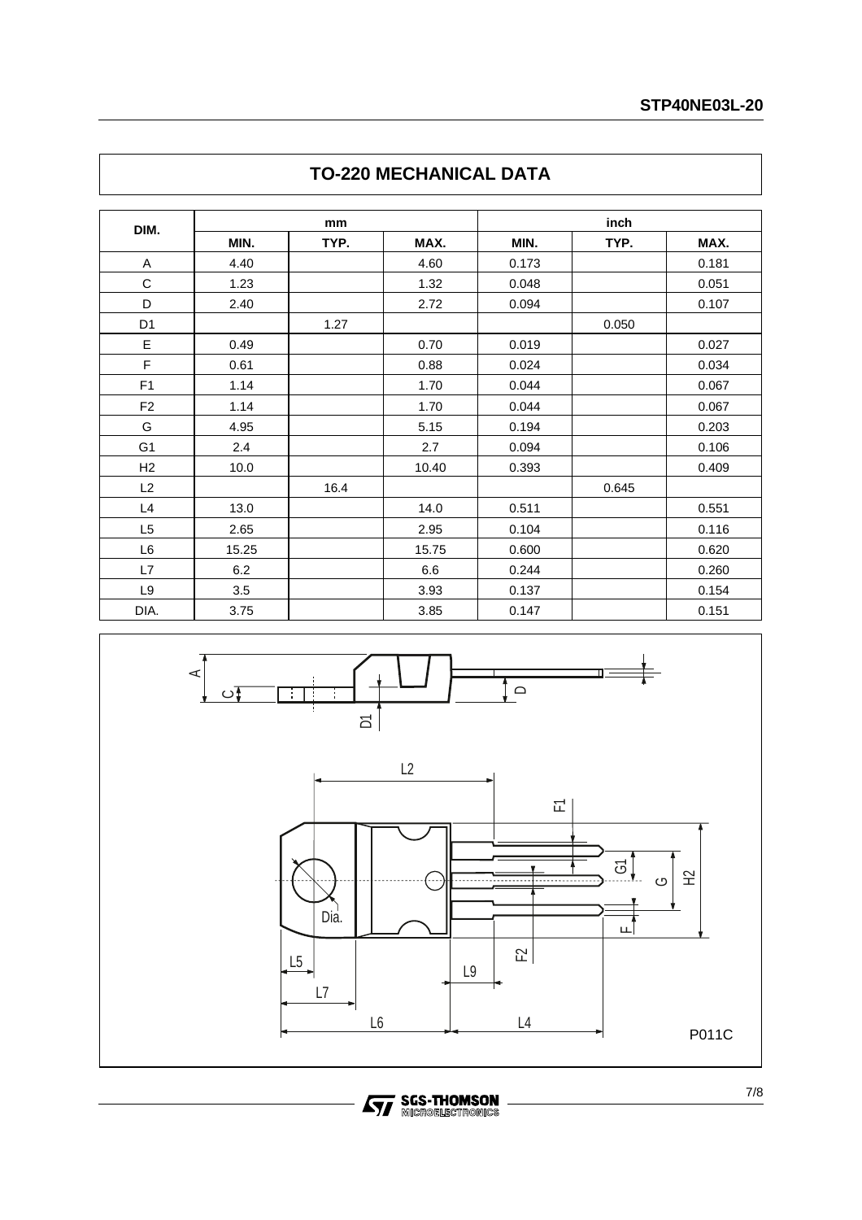## TO-220 MECHANICAL DATA

| DIM. | mm | | | inch | | |
|---|---|---|---|---|---|---|
| | MIN. | TYP. | MAX. | MIN. | TYP. | MAX. |
| A | 4.40 | | 4.60 | 0.173 | | 0.181 |
| C | 1.23 | | 1.32 | 0.048 | | 0.051 |
| D | 2.40 | | 2.72 | 0.094 | | 0.107 |
| D1 | | 1.27 | | | 0.050 | |
| E | 0.49 | | 0.70 | 0.019 | | 0.027 |
| F | 0.61 | | 0.88 | 0.024 | | 0.034 |
| F1 | 1.14 | | 1.70 | 0.044 | | 0.067 |
| F2 | 1.14 | | 1.70 | 0.044 | | 0.067 |
| G | 4.95 | | 5.15 | 0.194 | | 0.203 |
| G1 | 2.4 | | 2.7 | 0.094 | | 0.106 |
| H2 | 10.0 | | 10.40 | 0.393 | | 0.409 |
| L2 | | 16.4 | | | 0.645 | |
| L4 | 13.0 | | 14.0 | 0.511 | | 0.551 |
| L5 | 2.65 | | 2.95 | 0.104 | | 0.116 |
| L6 | 15.25 | | 15.75 | 0.600 | | 0.620 |
| L7 | 6.2 | | 6.6 | 0.244 | | 0.260 |
| L9 | 3.5 | | 3.93 | 0.137 | | 0.154 |
| DIA. | 3.75 | | 3.85 | 0.147 | | 0.151 |

P011C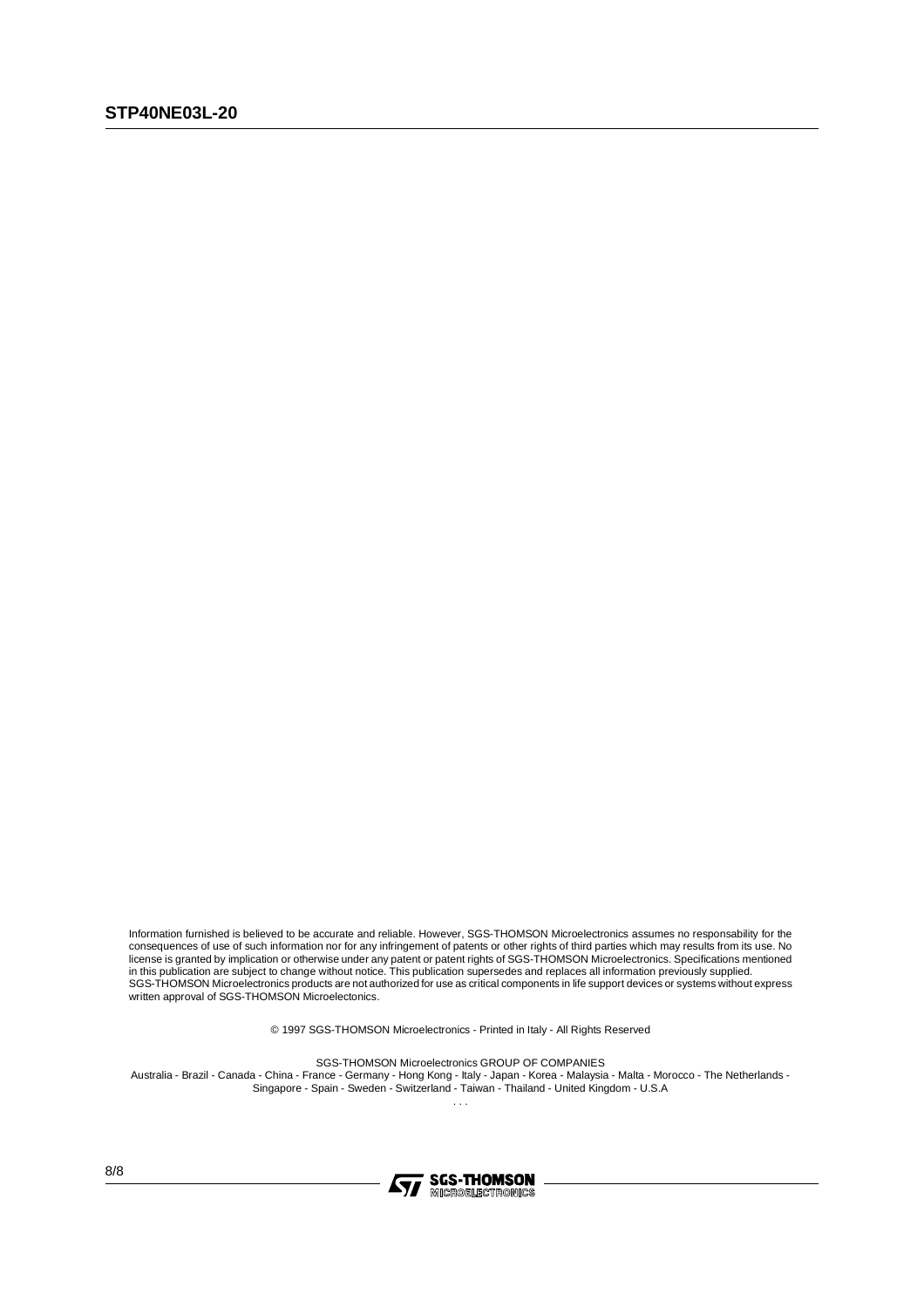Information furnished is believed to be accurate and reliable. However, SGS-THOMSON Microelectronics assumes no responsability for the consequences of use of such information nor for any infringement of patents or other rights of third parties which may results from its use. No license is granted by implication or otherwise under any patent or patent rights of SGS-THOMSON Microelectronics. Specifications mentioned in this publication are subject to change without notice. This publication supersedes and replaces all information previously supplied. SGS-THOMSON Microelectronics products are not authorized for use as critical components in life support devices or systems without express written approval of SGS-THOMSON Microelectonics.

© 1997 SGS-THOMSON Microelectronics - Printed in Italy - All Rights Reserved

SGS-THOMSON Microelectronics GROUP OF COMPANIES

Australia - Brazil - Canada - China - France - Germany - Hong Kong - Italy - Japan - Korea - Malaysia - Malta - Morocco - The Netherlands - Singapore - Spain - Sweden - Switzerland - Taiwan - Thailand - United Kingdom - U.S.A

. . .